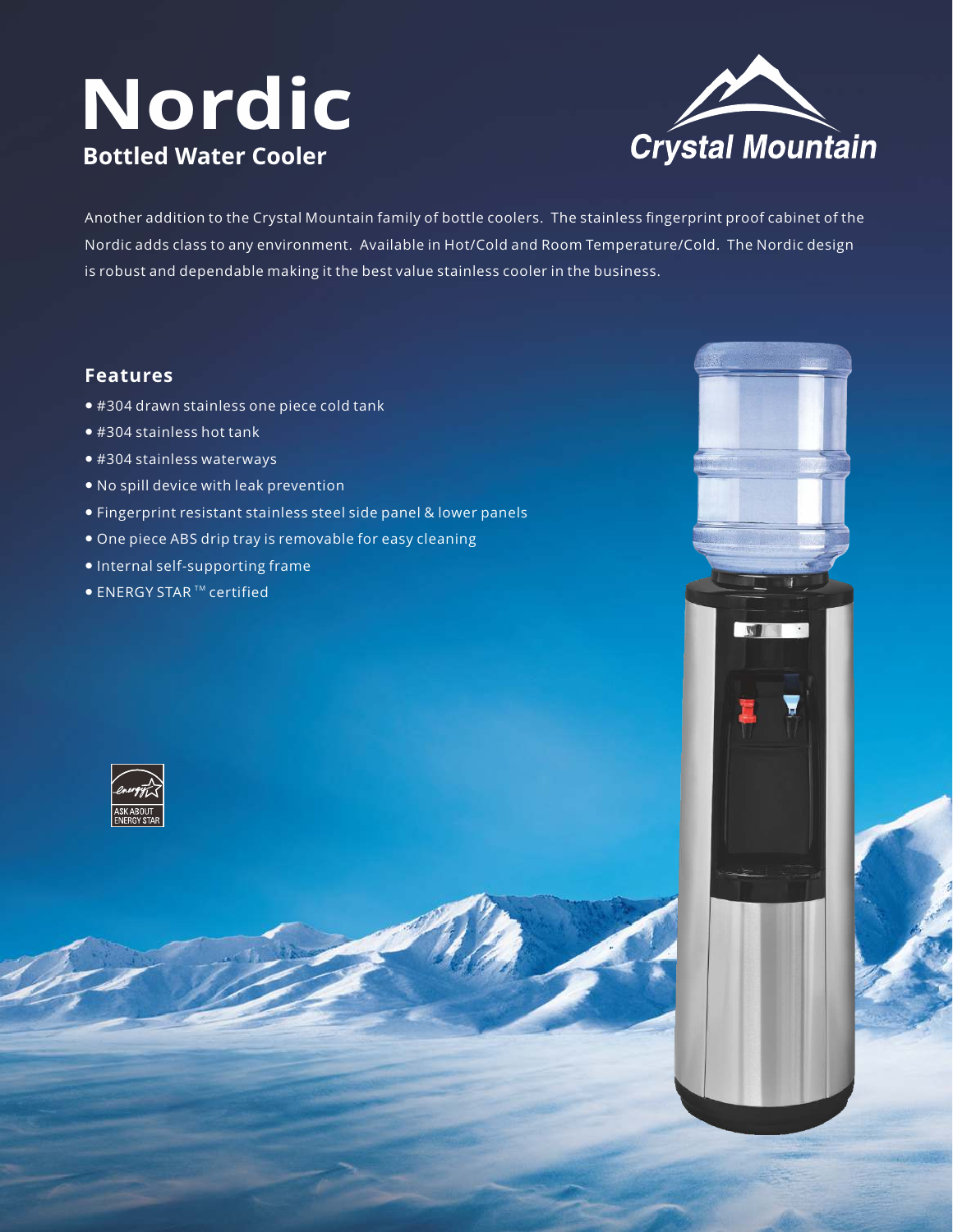# Nordic

## Bottled Water Cooler

Crystal Mountain

Another addition to the Crystal Mountain family of bottle coolers. The stainless fingerprint proof cabinet of the Nordic adds class to any environment. Available in Hot/Cold and Room Temperature/Cold. The Nordic design is robust and dependable making it the best value stainless cooler in the business.

### Features

- #304 drawn stainless one piece cold tank
- #304 stainless hot tank
- #304 stainless waterways
- No spill device with leak prevention
- Fingerprint resistant stainless steel side panel & lower panels
- One piece ABS drip tray is removable for easy cleaning
- Internal self-supporting frame
- ENERGY STAR ™ certified

ASK ABOUT ENERGY STAR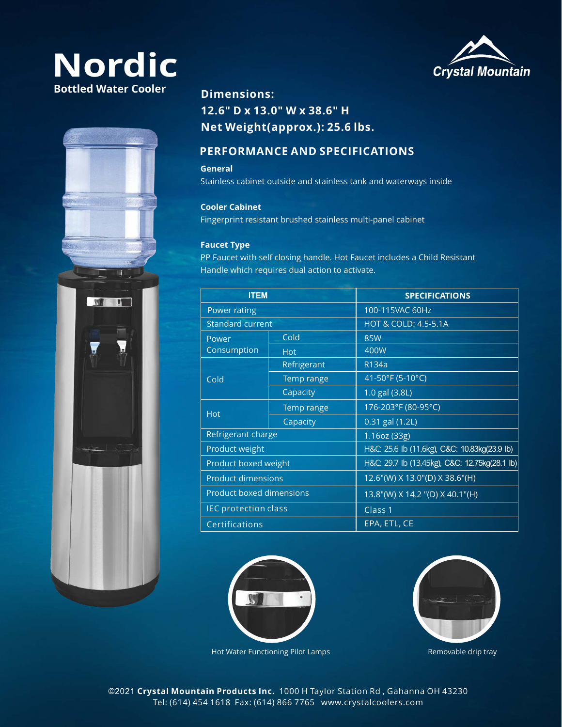# Nordic

**Bottled Water Cooler**

Crystal Mountain

**Dimensions:**
**12.6" D x 13.0" W x 38.6" H**
**Net Weight(approx.): 25.6 lbs.**

## PERFORMANCE AND SPECIFICATIONS

**General**

Stainless cabinet outside and stainless tank and waterways inside

**Cooler Cabinet**

Fingerprint resistant brushed stainless multi-panel cabinet

**Faucet Type**

PP Faucet with self closing handle. Hot Faucet includes a Child Resistant Handle which requires dual action to activate.

| ITEM | | SPECIFICATIONS |
|---|---|---|
| Power rating | | 100-115VAC 60Hz |
| Standard current | | HOT & COLD: 4.5-5.1A |
| Power Consumption | Cold | 85W |
| | Hot | 400W |
| Cold | Refrigerant | R134a |
| | Temp range | 41-50°F (5-10°C) |
| | Capacity | 1.0 gal (3.8L) |
| Hot | Temp range | 176-203°F (80-95°C) |
| | Capacity | 0.31 gal (1.2L) |
| Refrigerant charge | | 1.16oz (33g) |
| Product weight | | H&C: 25.6 lb (11.6kg), C&C: 10.83kg(23.9 lb) |
| Product boxed weight | | H&C: 29.7 lb (13.45kg), C&C: 12.75kg(28.1 lb) |
| Product dimensions | | 12.6"(W) X 13.0"(D) X 38.6"(H) |
| Product boxed dimensions | | 13.8"(W) X 14.2 "(D) X 40.1"(H) |
| IEC protection class | | Class 1 |
| Certifications | | EPA, ETL, CE |

Hot Water Functioning Pilot Lamps

Removable drip tray

©2021 **Crystal Mountain Products Inc.** 1000 H Taylor Station Rd , Gahanna OH 43230
Tel: (614) 454 1618 Fax: (614) 866 7765 www.crystalcoolers.com